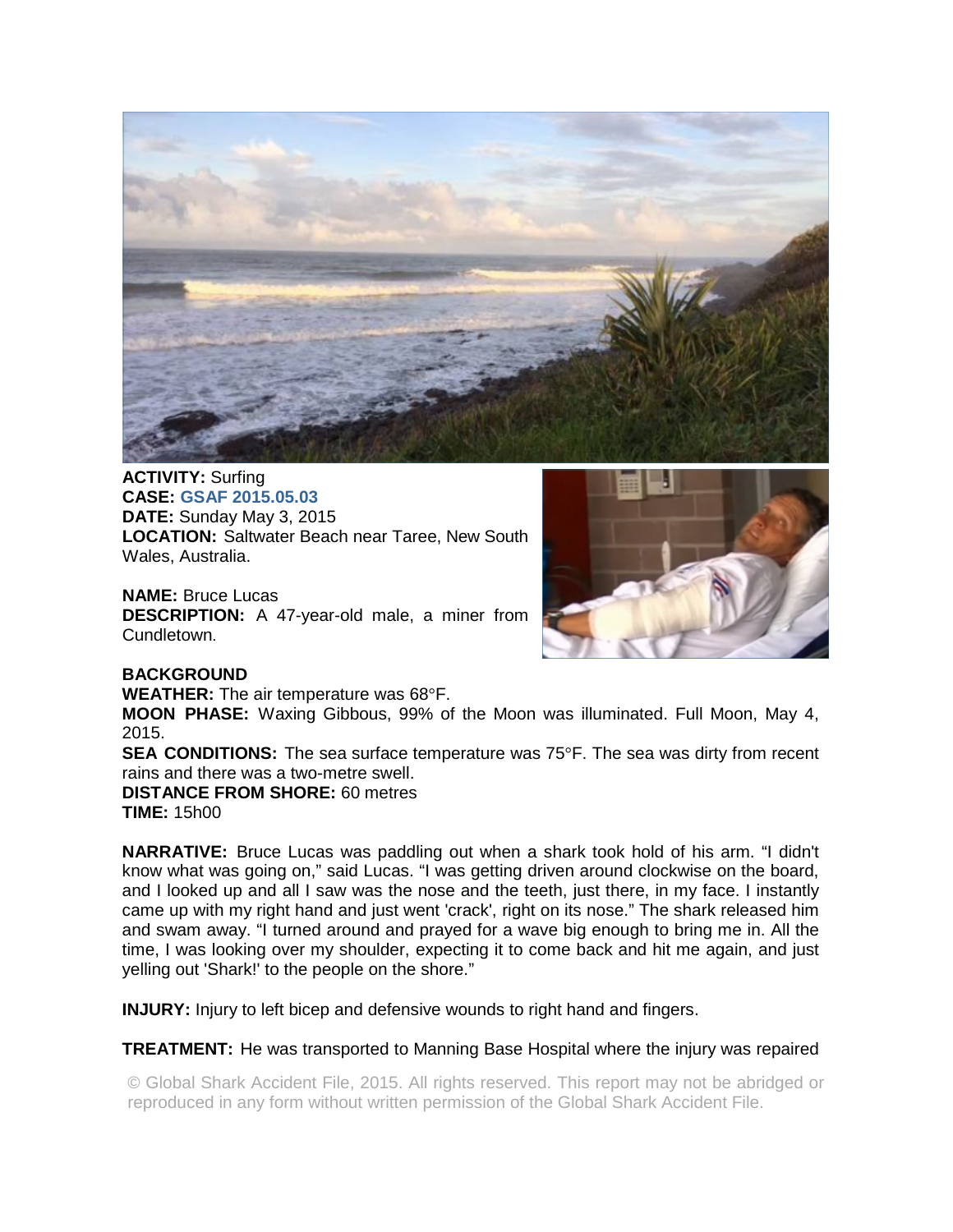**ACTIVITY:** Surfing
**CASE:** GSAF 2015.05.03
**DATE:** Sunday May 3, 2015
**LOCATION:** Saltwater Beach near Taree, New South Wales, Australia.

**NAME:** Bruce Lucas
**DESCRIPTION:** A 47-year-old male, a miner from Cundletown.

**BACKGROUND**
**WEATHER:** The air temperature was 68°F.
**MOON PHASE:** Waxing Gibbous, 99% of the Moon was illuminated. Full Moon, May 4, 2015.
**SEA CONDITIONS:** The sea surface temperature was 75°F. The sea was dirty from recent rains and there was a two-metre swell.
**DISTANCE FROM SHORE:** 60 metres
**TIME:** 15h00

**NARRATIVE:** Bruce Lucas was paddling out when a shark took hold of his arm. "I didn't know what was going on," said Lucas. "I was getting driven around clockwise on the board, and I looked up and all I saw was the nose and the teeth, just there, in my face. I instantly came up with my right hand and just went 'crack', right on its nose." The shark released him and swam away. "I turned around and prayed for a wave big enough to bring me in. All the time, I was looking over my shoulder, expecting it to come back and hit me again, and just yelling out 'Shark!' to the people on the shore."

**INJURY:** Injury to left bicep and defensive wounds to right hand and fingers.

**TREATMENT:** He was transported to Manning Base Hospital where the injury was repaired

© Global Shark Accident File, 2015. All rights reserved. This report may not be abridged or reproduced in any form without written permission of the Global Shark Accident File.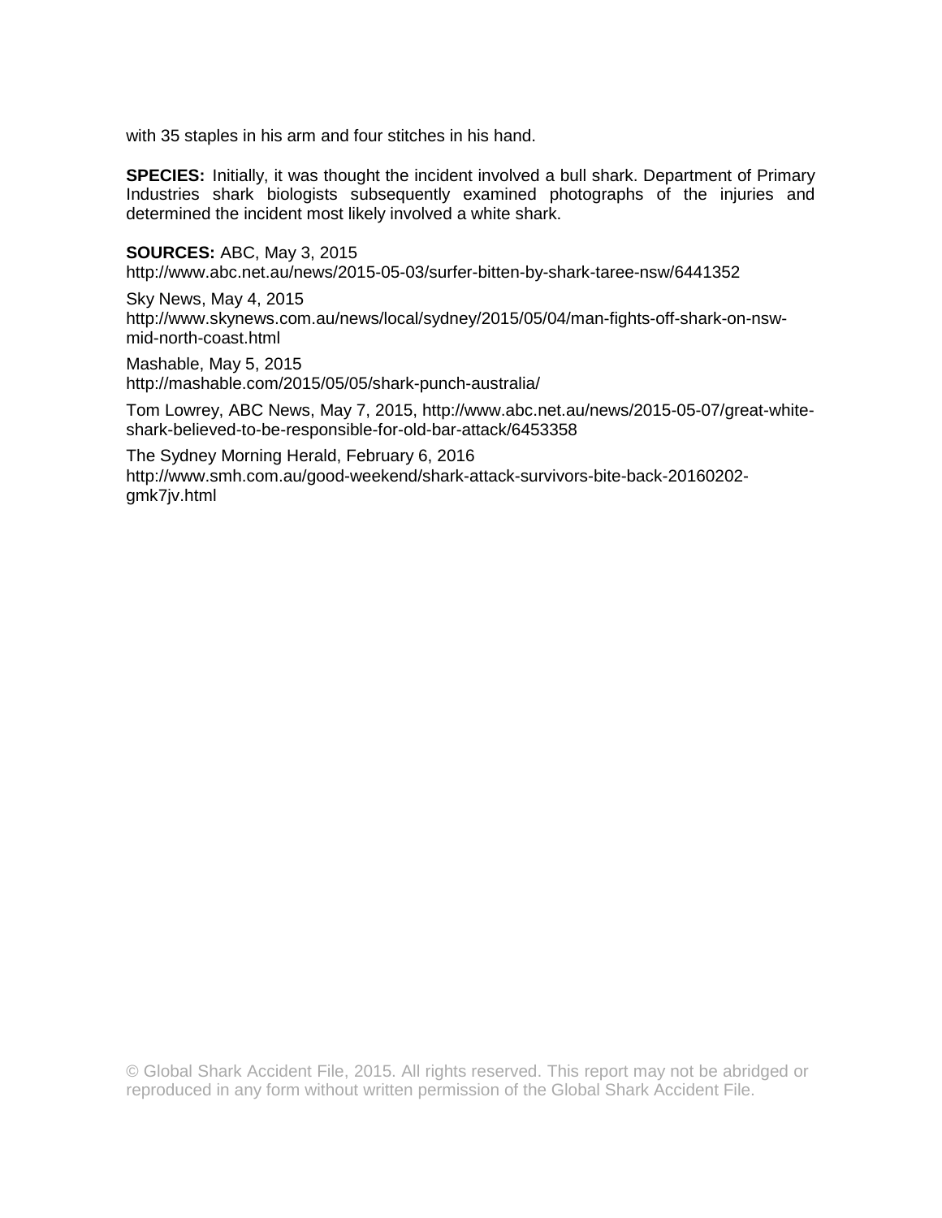with 35 staples in his arm and four stitches in his hand.

**SPECIES:** Initially, it was thought the incident involved a bull shark. Department of Primary Industries shark biologists subsequently examined photographs of the injuries and determined the incident most likely involved a white shark.

**SOURCES:** ABC, May 3, 2015
http://www.abc.net.au/news/2015-05-03/surfer-bitten-by-shark-taree-nsw/6441352

Sky News, May 4, 2015
http://www.skynews.com.au/news/local/sydney/2015/05/04/man-fights-off-shark-on-nsw-mid-north-coast.html

Mashable, May 5, 2015
http://mashable.com/2015/05/05/shark-punch-australia/

Tom Lowrey, ABC News, May 7, 2015, http://www.abc.net.au/news/2015-05-07/great-white-shark-believed-to-be-responsible-for-old-bar-attack/6453358

The Sydney Morning Herald, February 6, 2016
http://www.smh.com.au/good-weekend/shark-attack-survivors-bite-back-20160202-gmk7jv.html

© Global Shark Accident File, 2015. All rights reserved. This report may not be abridged or reproduced in any form without written permission of the Global Shark Accident File.